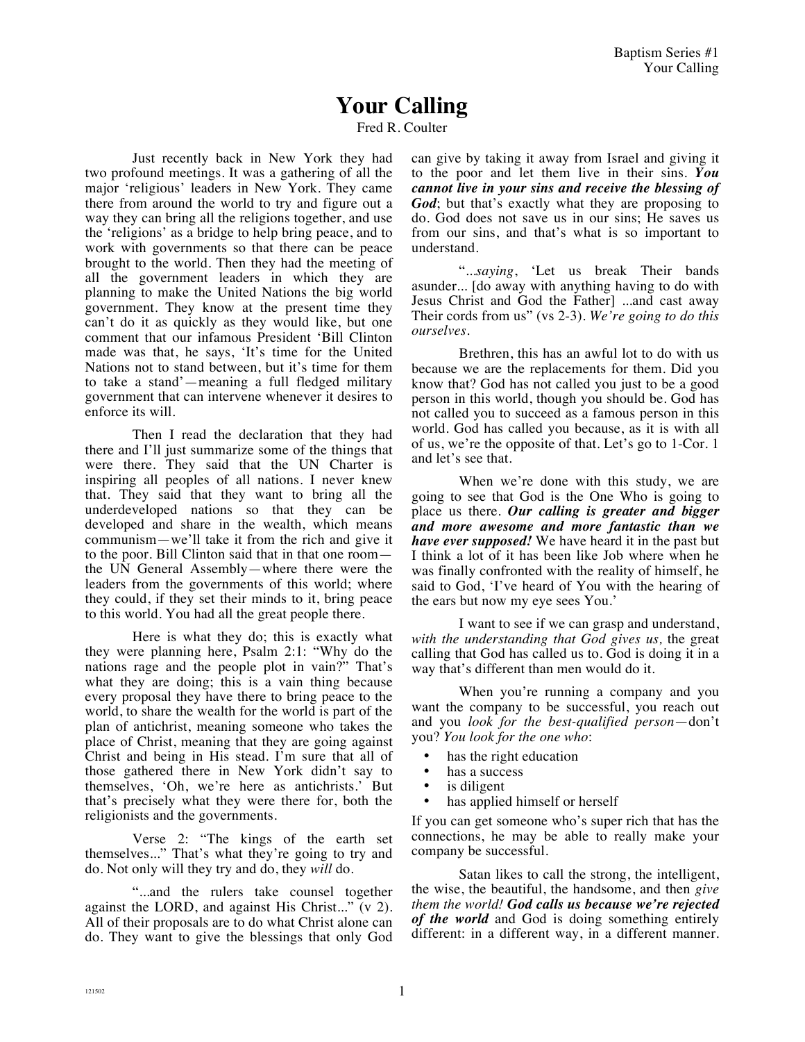# Your Calling

Fred R. Coulter

Just recently back in New York they had two profound meetings. It was a gathering of all the major 'religious' leaders in New York. They came there from around the world to try and figure out a way they can bring all the religions together, and use the 'religions' as a bridge to help bring peace, and to work with governments so that there can be peace brought to the world. Then they had the meeting of all the government leaders in which they are planning to make the United Nations the big world government. They know at the present time they can't do it as quickly as they would like, but one comment that our infamous President 'Bill Clinton made was that, he says, 'It's time for the United Nations not to stand between, but it's time for them to take a stand'—meaning a full fledged military government that can intervene whenever it desires to enforce its will.

Then I read the declaration that they had there and I'll just summarize some of the things that were there. They said that the UN Charter is inspiring all peoples of all nations. I never knew that. They said that they want to bring all the underdeveloped nations so that they can be developed and share in the wealth, which means communism—we'll take it from the rich and give it to the poor. Bill Clinton said that in that one room—the UN General Assembly—where there were the leaders from the governments of this world; where they could, if they set their minds to it, bring peace to this world. You had all the great people there.

Here is what they do; this is exactly what they were planning here, Psalm 2:1: "Why do the nations rage and the people plot in vain?" That's what they are doing; this is a vain thing because every proposal they have there to bring peace to the world, to share the wealth for the world is part of the plan of antichrist, meaning someone who takes the place of Christ, meaning that they are going against Christ and being in His stead. I'm sure that all of those gathered there in New York didn't say to themselves, 'Oh, we're here as antichrists.' But that's precisely what they were there for, both the religionists and the governments.

Verse 2: "The kings of the earth set themselves..." That's what they're going to try and do. Not only will they try and do, they *will* do.

"...and the rulers take counsel together against the LORD, and against His Christ..." (v 2). All of their proposals are to do what Christ alone can do. They want to give the blessings that only God can give by taking it away from Israel and giving it to the poor and let them live in their sins. ***You cannot live in your sins and receive the blessing of God***; but that's exactly what they are proposing to do. God does not save us in our sins; He saves us from our sins, and that's what is so important to understand.

"...*saying*, 'Let us break Their bands asunder... [do away with anything having to do with Jesus Christ and God the Father] ...and cast away Their cords from us" (vs 2-3). *We're going to do this ourselves.*

Brethren, this has an awful lot to do with us because we are the replacements for them. Did you know that? God has not called you just to be a good person in this world, though you should be. God has not called you to succeed as a famous person in this world. God has called you because, as it is with all of us, we're the opposite of that. Let's go to 1-Cor. 1 and let's see that.

When we're done with this study, we are going to see that God is the One Who is going to place us there. ***Our calling is greater and bigger and more awesome and more fantastic than we have ever supposed!*** We have heard it in the past but I think a lot of it has been like Job where when he was finally confronted with the reality of himself, he said to God, 'I've heard of You with the hearing of the ears but now my eye sees You.'

I want to see if we can grasp and understand, *with the understanding that God gives us,* the great calling that God has called us to. God is doing it in a way that's different than men would do it.

When you're running a company and you want the company to be successful, you reach out and you *look for the best-qualified person*—don't you? *You look for the one who*:

- has the right education
- has a success
- is diligent
- has applied himself or herself

If you can get someone who's super rich that has the connections, he may be able to really make your company be successful.

Satan likes to call the strong, the intelligent, the wise, the beautiful, the handsome, and then *give them the world!* ***God calls us because we're rejected of the world*** and God is doing something entirely different: in a different way, in a different manner.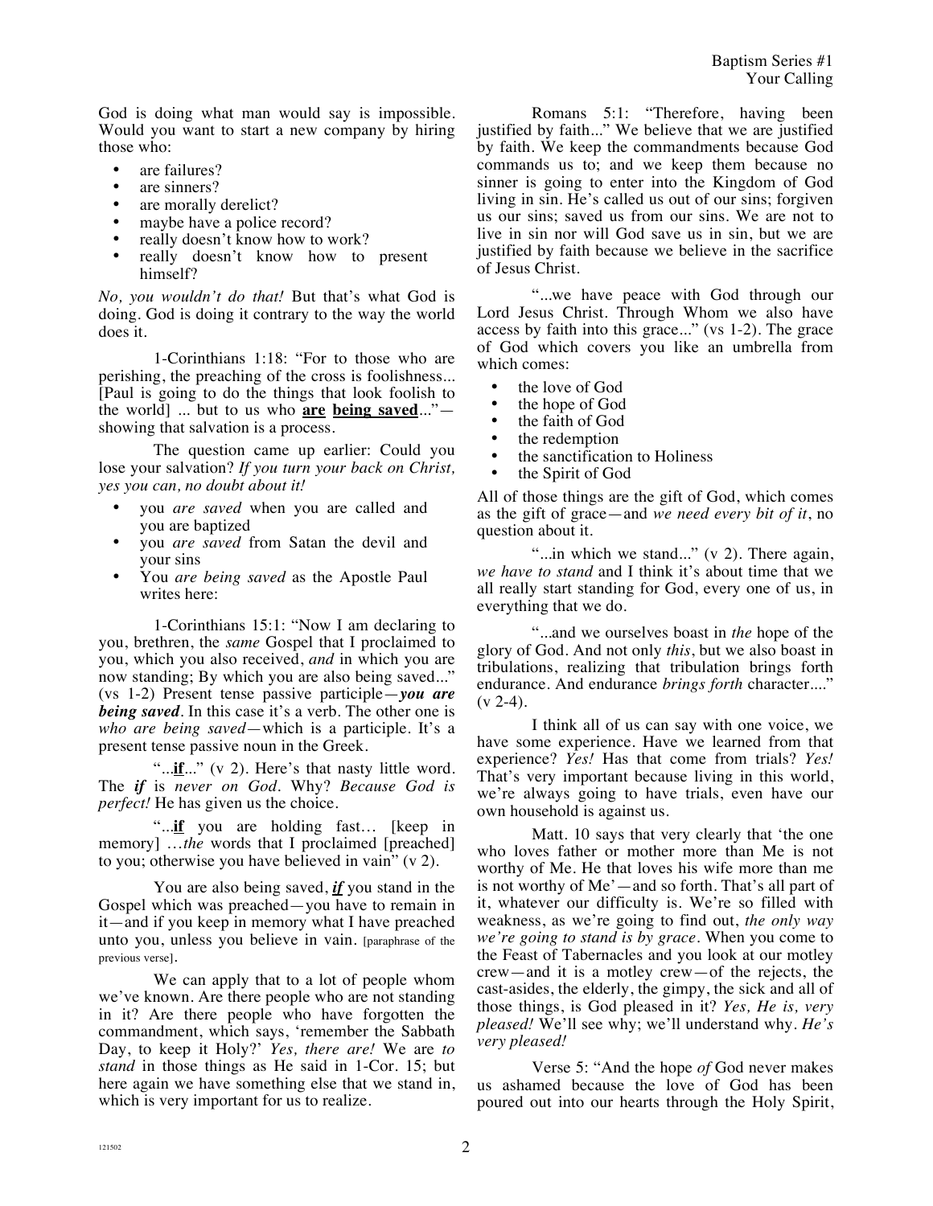God is doing what man would say is impossible. Would you want to start a new company by hiring those who:

- are failures?
- are sinners?
- are morally derelict?
- maybe have a police record?
- really doesn't know how to work?
- really doesn't know how to present himself?

*No, you wouldn't do that!* But that's what God is doing. God is doing it contrary to the way the world does it.

1-Corinthians 1:18: "For to those who are perishing, the preaching of the cross is foolishness... [Paul is going to do the things that look foolish to the world] ... but to us who **are being saved**..."—showing that salvation is a process.

The question came up earlier: Could you lose your salvation? *If you turn your back on Christ, yes you can, no doubt about it!*

- you *are saved* when you are called and you are baptized
- you *are saved* from Satan the devil and your sins
- You *are being saved* as the Apostle Paul writes here:

1-Corinthians 15:1: "Now I am declaring to you, brethren, the *same* Gospel that I proclaimed to you, which you also received, *and* in which you are now standing; By which you are also being saved..." (vs 1-2) Present tense passive participle—***you are being saved***. In this case it's a verb. The other one is *who are being saved*—which is a participle. It's a present tense passive noun in the Greek.

"...**if**..." (v 2). Here's that nasty little word. The ***if*** is *never on God*. Why? *Because God is perfect!* He has given us the choice.

"...**if** you are holding fast… [keep in memory] …*the* words that I proclaimed [preached] to you; otherwise you have believed in vain" (v 2).

You are also being saved, ***if*** you stand in the Gospel which was preached—you have to remain in it—and if you keep in memory what I have preached unto you, unless you believe in vain. [paraphrase of the previous verse].

We can apply that to a lot of people whom we've known. Are there people who are not standing in it? Are there people who have forgotten the commandment, which says, 'remember the Sabbath Day, to keep it Holy?' *Yes, there are!* We are *to stand* in those things as He said in 1-Cor. 15; but here again we have something else that we stand in, which is very important for us to realize.

Romans 5:1: "Therefore, having been justified by faith..." We believe that we are justified by faith. We keep the commandments because God commands us to; and we keep them because no sinner is going to enter into the Kingdom of God living in sin. He's called us out of our sins; forgiven us our sins; saved us from our sins. We are not to live in sin nor will God save us in sin, but we are justified by faith because we believe in the sacrifice of Jesus Christ.

"...we have peace with God through our Lord Jesus Christ. Through Whom we also have access by faith into this grace..." (vs 1-2). The grace of God which covers you like an umbrella from which comes:

- the love of God
- the hope of God
- the faith of God
- the redemption
- the sanctification to Holiness
- the Spirit of God

All of those things are the gift of God, which comes as the gift of grace—and *we need every bit of it*, no question about it.

"...in which we stand..." (v 2). There again, *we have to stand* and I think it's about time that we all really start standing for God, every one of us, in everything that we do.

"...and we ourselves boast in *the* hope of the glory of God. And not only *this*, but we also boast in tribulations, realizing that tribulation brings forth endurance. And endurance *brings forth* character...." (v 2-4).

I think all of us can say with one voice, we have some experience. Have we learned from that experience? *Yes!* Has that come from trials? *Yes!* That's very important because living in this world, we're always going to have trials, even have our own household is against us.

Matt. 10 says that very clearly that 'the one who loves father or mother more than Me is not worthy of Me. He that loves his wife more than me is not worthy of Me'—and so forth. That's all part of it, whatever our difficulty is. We're so filled with weakness, as we're going to find out, *the only way we're going to stand is by grace*. When you come to the Feast of Tabernacles and you look at our motley crew—and it is a motley crew—of the rejects, the cast-asides, the elderly, the gimpy, the sick and all of those things, is God pleased in it? *Yes, He is, very pleased!* We'll see why; we'll understand why. *He's very pleased!*

Verse 5: "And the hope *of* God never makes us ashamed because the love of God has been poured out into our hearts through the Holy Spirit,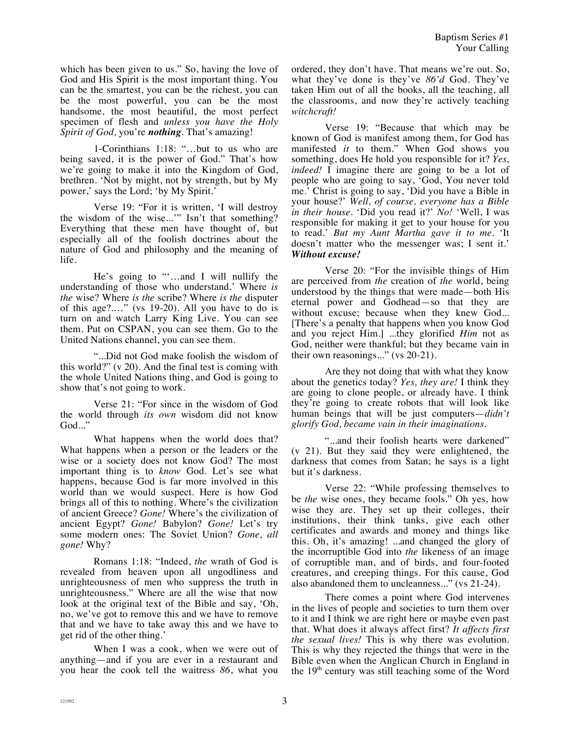which has been given to us." So, having the love of God and His Spirit is the most important thing. You can be the smartest, you can be the richest, you can be the most powerful, you can be the most handsome, the most beautiful, the most perfect specimen of flesh and *unless you have the Holy Spirit of God,* you're ***nothing***. That's amazing!

1-Corinthians 1:18: "…but to us who are being saved, it is the power of God." That's how we're going to make it into the Kingdom of God, brethren. 'Not by might, not by strength, but by My power,' says the Lord; 'by My Spirit.'

Verse 19: "For it is written, 'I will destroy the wisdom of the wise...'" Isn't that something? Everything that these men have thought of, but especially all of the foolish doctrines about the nature of God and philosophy and the meaning of life.

He's going to "'…and I will nullify the understanding of those who understand.' Where *is the* wise? Where *is the* scribe? Where *is the* disputer of this age?.…" (vs 19-20). All you have to do is turn on and watch Larry King Live. You can see them. Put on CSPAN, you can see them. Go to the United Nations channel, you can see them.

"...Did not God make foolish the wisdom of this world?" (v 20). And the final test is coming with the whole United Nations thing, and God is going to show that's not going to work.

Verse 21: "For since in the wisdom of God the world through *its own* wisdom did not know God..."

What happens when the world does that? What happens when a person or the leaders or the wise or a society does not know God? The most important thing is to *know* God. Let's see what happens, because God is far more involved in this world than we would suspect. Here is how God brings all of this to nothing. Where's the civilization of ancient Greece? *Gone!* Where's the civilization of ancient Egypt? *Gone!* Babylon? *Gone!* Let's try some modern ones: The Soviet Union? *Gone, all gone!* Why?

Romans 1:18: "Indeed, *the* wrath of God is revealed from heaven upon all ungodliness and unrighteousness of men who suppress the truth in unrighteousness." Where are all the wise that now look at the original text of the Bible and say, 'Oh, no, we've got to remove this and we have to remove that and we have to take away this and we have to get rid of the other thing.'

When I was a cook, when we were out of anything—and if you are ever in a restaurant and you hear the cook tell the waitress *86*, what you ordered, they don't have. That means we're out. So, what they've done is they've *86'd* God. They've taken Him out of all the books, all the teaching, all the classrooms, and now they're actively teaching *witchcraft!*

Verse 19: "Because that which may be known of God is manifest among them, for God has manifested *it* to them." When God shows you something, does He hold you responsible for it? *Yes, indeed!* I imagine there are going to be a lot of people who are going to say, 'God, You never told me.' Christ is going to say, 'Did you have a Bible in your house?' *Well, of course, everyone has a Bible in their house.* 'Did you read it?' *No!* 'Well, I was responsible for making it get to your house for you to read.' *But my Aunt Martha gave it to me.* 'It doesn't matter who the messenger was; I sent it.' ***Without excuse!***

Verse 20: "For the invisible things of Him are perceived from *the* creation of *the* world, being understood by the things that were made—both His eternal power and Godhead—so that they are without excuse; because when they knew God... [There's a penalty that happens when you know God and you reject Him.] ...they glorified *Him* not as God, neither were thankful; but they became vain in their own reasonings..." (vs 20-21).

Are they not doing that with what they know about the genetics today? *Yes, they are!* I think they are going to clone people, or already have. I think they're going to create robots that will look like human beings that will be just computers—*didn't glorify God, became vain in their imaginations.*

"...and their foolish hearts were darkened" (v 21). But they said they were enlightened, the darkness that comes from Satan; he says is a light but it's darkness.

Verse 22: "While professing themselves to be *the* wise ones, they became fools." Oh yes, how wise they are. They set up their colleges, their institutions, their think tanks, give each other certificates and awards and money and things like this. Oh, it's amazing! ...and changed the glory of the incorruptible God into *the* likeness of an image of corruptible man, and of birds, and four-footed creatures, and creeping things. For this cause, God also abandoned them to uncleanness..." (vs 21-24).

There comes a point where God intervenes in the lives of people and societies to turn them over to it and I think we are right here or maybe even past that. What does it always affect first? *It affects first the sexual lives!* This is why there was evolution. This is why they rejected the things that were in the Bible even when the Anglican Church in England in the 19th century was still teaching some of the Word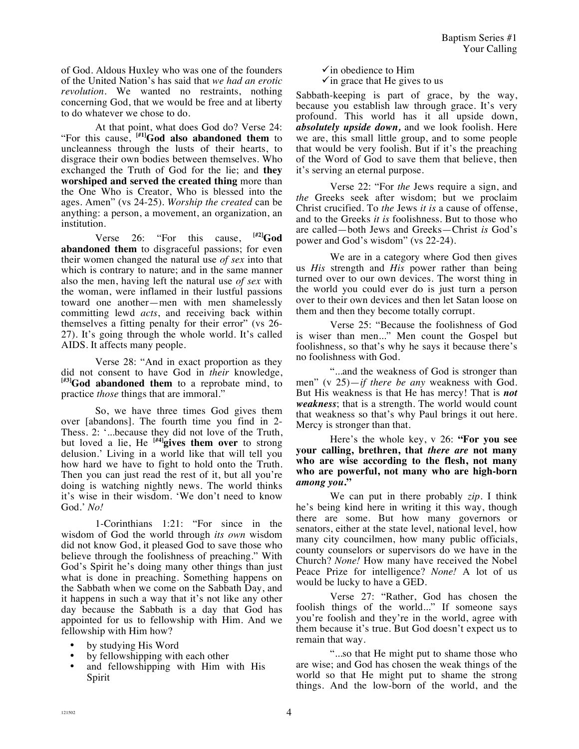of God. Aldous Huxley who was one of the founders of the United Nation's has said that *we had an erotic revolution*. We wanted no restraints, nothing concerning God, that we would be free and at liberty to do whatever we chose to do.

At that point, what does God do? Verse 24: "For this cause, [#1]**God also abandoned them** to uncleanness through the lusts of their hearts, to disgrace their own bodies between themselves. Who exchanged the Truth of God for the lie; and **they worshiped and served the created thing** more than the One Who is Creator, Who is blessed into the ages. Amen" (vs 24-25). *Worship the created* can be anything: a person, a movement, an organization, an institution.

Verse 26: "For this cause, [#2]**God abandoned them** to disgraceful passions; for even their women changed the natural use *of sex* into that which is contrary to nature; and in the same manner also the men, having left the natural use *of sex* with the woman, were inflamed in their lustful passions toward one another—men with men shamelessly committing lewd *acts*, and receiving back within themselves a fitting penalty for their error" (vs 26-27). It's going through the whole world. It's called AIDS. It affects many people.

Verse 28: "And in exact proportion as they did not consent to have God in *their* knowledge, [#3]**God abandoned them** to a reprobate mind, to practice *those* things that are immoral."

So, we have three times God gives them over [abandons]. The fourth time you find in 2-Thess. 2: '...because they did not love of the Truth, but loved a lie, He [#4]**gives them over** to strong delusion.' Living in a world like that will tell you how hard we have to fight to hold onto the Truth. Then you can just read the rest of it, but all you're doing is watching nightly news. The world thinks it's wise in their wisdom. 'We don't need to know God.' *No!*

1-Corinthians 1:21: "For since in the wisdom of God the world through *its own* wisdom did not know God, it pleased God to save those who believe through the foolishness of preaching." With God's Spirit he's doing many other things than just what is done in preaching. Something happens on the Sabbath when we come on the Sabbath Day, and it happens in such a way that it's not like any other day because the Sabbath is a day that God has appointed for us to fellowship with Him. And we fellowship with Him how?

- by studying His Word
- by fellowshipping with each other
- and fellowshipping with Him with His Spirit
  - ✓ in obedience to Him
  - ✓ in grace that He gives to us

Sabbath-keeping is part of grace, by the way, because you establish law through grace. It's very profound. This world has it all upside down, ***absolutely upside down,*** and we look foolish. Here we are, this small little group, and to some people that would be very foolish. But if it's the preaching of the Word of God to save them that believe, then it's serving an eternal purpose.

Verse 22: "For *the* Jews require a sign, and *the* Greeks seek after wisdom; but we proclaim Christ crucified. To *the* Jews *it is* a cause of offense, and to the Greeks *it is* foolishness. But to those who are called—both Jews and Greeks—Christ *is* God's power and God's wisdom" (vs 22-24).

We are in a category where God then gives us *His* strength and *His* power rather than being turned over to our own devices. The worst thing in the world you could ever do is just turn a person over to their own devices and then let Satan loose on them and then they become totally corrupt.

Verse 25: "Because the foolishness of God is wiser than men..." Men count the Gospel but foolishness, so that's why he says it because there's no foolishness with God.

"...and the weakness of God is stronger than men" (v 25)—*if there be any* weakness with God. But His weakness is that He has mercy! That is ***not weakness***; that is a strength. The world would count that weakness so that's why Paul brings it out here. Mercy is stronger than that.

Here's the whole key, v 26: **"For you see your calling, brethren, that *there are* not many who are wise according to the flesh, not many who are powerful, not many who are high-born *among you*."**

We can put in there probably *zip*. I think he's being kind here in writing it this way, though there are some. But how many governors or senators, either at the state level, national level, how many city councilmen, how many public officials, county counselors or supervisors do we have in the Church? *None!* How many have received the Nobel Peace Prize for intelligence? *None!* A lot of us would be lucky to have a GED.

Verse 27: "Rather, God has chosen the foolish things of the world..." If someone says you're foolish and they're in the world, agree with them because it's true. But God doesn't expect us to remain that way.

"...so that He might put to shame those who are wise; and God has chosen the weak things of the world so that He might put to shame the strong things. And the low-born of the world, and the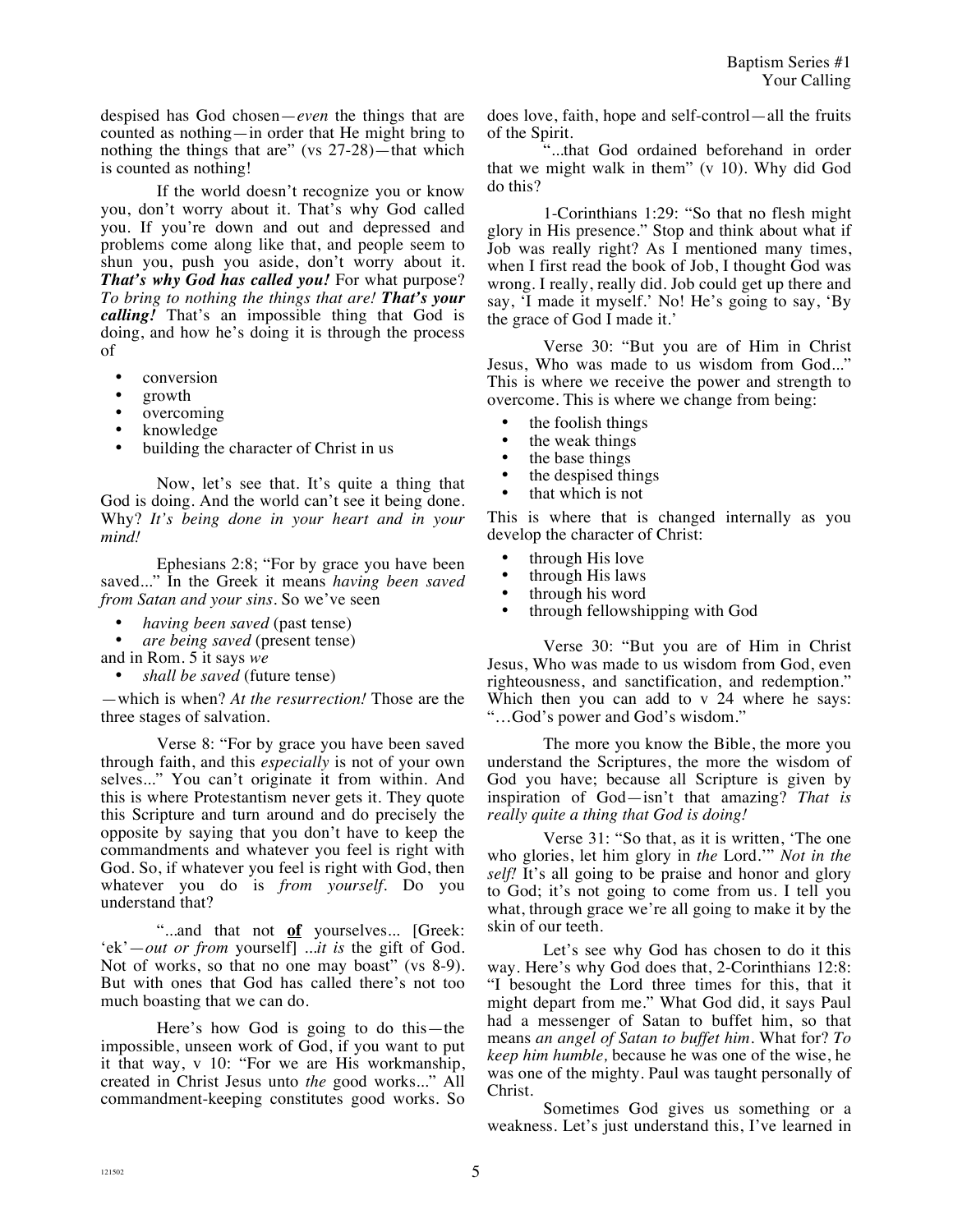despised has God chosen—*even* the things that are counted as nothing—in order that He might bring to nothing the things that are" (vs 27-28)—that which is counted as nothing!

If the world doesn't recognize you or know you, don't worry about it. That's why God called you. If you're down and out and depressed and problems come along like that, and people seem to shun you, push you aside, don't worry about it. ***That's why God has called you!*** For what purpose? *To bring to nothing the things that are!* ***That's your calling!*** That's an impossible thing that God is doing, and how he's doing it is through the process of

- conversion
- growth
- overcoming
- knowledge
- building the character of Christ in us

Now, let's see that. It's quite a thing that God is doing. And the world can't see it being done. Why? *It's being done in your heart and in your mind!*

Ephesians 2:8; "For by grace you have been saved..." In the Greek it means *having been saved from Satan and your sins*. So we've seen

- *having been saved* (past tense)
- *are being saved* (present tense)

and in Rom. 5 it says *we*

- *shall be saved* (future tense)

—which is when? *At the resurrection!* Those are the three stages of salvation.

Verse 8: "For by grace you have been saved through faith, and this *especially* is not of your own selves..." You can't originate it from within. And this is where Protestantism never gets it. They quote this Scripture and turn around and do precisely the opposite by saying that you don't have to keep the commandments and whatever you feel is right with God. So, if whatever you feel is right with God, then whatever you do is *from yourself*. Do you understand that?

"...and that not **<u>of</u>** yourselves... [Greek: 'ek'—*out or from* yourself] ...*it is* the gift of God. Not of works, so that no one may boast" (vs 8-9). But with ones that God has called there's not too much boasting that we can do.

Here's how God is going to do this—the impossible, unseen work of God, if you want to put it that way, v 10: "For we are His workmanship, created in Christ Jesus unto *the* good works..." All commandment-keeping constitutes good works. So does love, faith, hope and self-control—all the fruits of the Spirit.

"...that God ordained beforehand in order that we might walk in them" (v 10). Why did God do this?

1-Corinthians 1:29: "So that no flesh might glory in His presence." Stop and think about what if Job was really right? As I mentioned many times, when I first read the book of Job, I thought God was wrong. I really, really did. Job could get up there and say, 'I made it myself.' No! He's going to say, 'By the grace of God I made it.'

Verse 30: "But you are of Him in Christ Jesus, Who was made to us wisdom from God..." This is where we receive the power and strength to overcome. This is where we change from being:

- the foolish things
- the weak things
- the base things
- the despised things
- that which is not

This is where that is changed internally as you develop the character of Christ:

- through His love
- through His laws
- through his word
- through fellowshipping with God

Verse 30: "But you are of Him in Christ Jesus, Who was made to us wisdom from God, even righteousness, and sanctification, and redemption." Which then you can add to v 24 where he says: "…God's power and God's wisdom."

The more you know the Bible, the more you understand the Scriptures, the more the wisdom of God you have; because all Scripture is given by inspiration of God—isn't that amazing? *That is really quite a thing that God is doing!*

Verse 31: "So that, as it is written, 'The one who glories, let him glory in *the* Lord.'" *Not in the self!* It's all going to be praise and honor and glory to God; it's not going to come from us. I tell you what, through grace we're all going to make it by the skin of our teeth.

Let's see why God has chosen to do it this way. Here's why God does that, 2-Corinthians 12:8: "I besought the Lord three times for this, that it might depart from me." What God did, it says Paul had a messenger of Satan to buffet him, so that means *an angel of Satan to buffet him*. What for? *To keep him humble,* because he was one of the wise, he was one of the mighty. Paul was taught personally of Christ.

Sometimes God gives us something or a weakness. Let's just understand this, I've learned in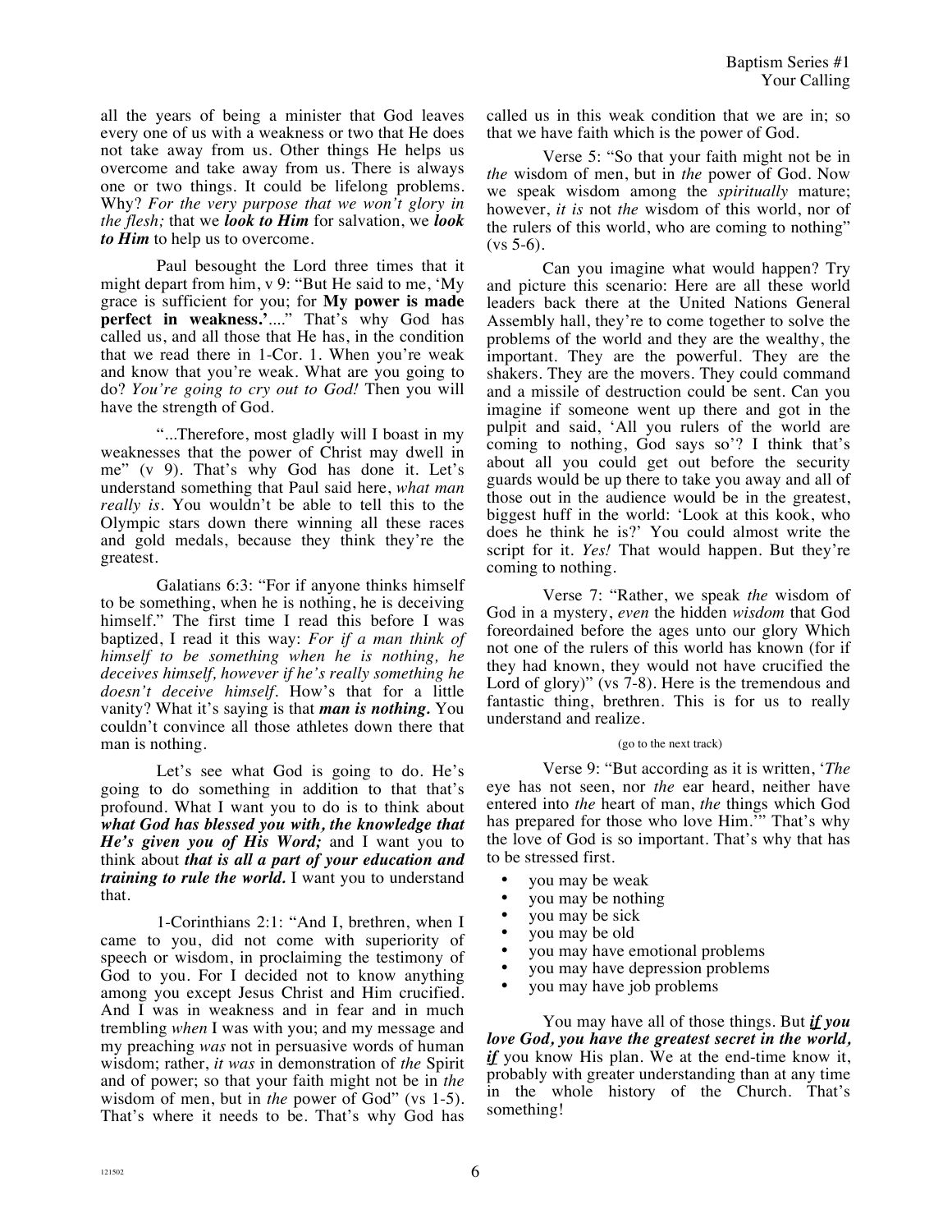all the years of being a minister that God leaves every one of us with a weakness or two that He does not take away from us. Other things He helps us overcome and take away from us. There is always one or two things. It could be lifelong problems. Why? *For the very purpose that we won't glory in the flesh;* that we ***look to Him*** for salvation, we ***look to Him*** to help us to overcome.

Paul besought the Lord three times that it might depart from him, v 9: "But He said to me, 'My grace is sufficient for you; for **My power is made perfect in weakness.'**...." That's why God has called us, and all those that He has, in the condition that we read there in 1-Cor. 1. When you're weak and know that you're weak. What are you going to do? *You're going to cry out to God!* Then you will have the strength of God.

"...Therefore, most gladly will I boast in my weaknesses that the power of Christ may dwell in me" (v 9). That's why God has done it. Let's understand something that Paul said here, *what man really is*. You wouldn't be able to tell this to the Olympic stars down there winning all these races and gold medals, because they think they're the greatest.

Galatians 6:3: "For if anyone thinks himself to be something, when he is nothing, he is deceiving himself." The first time I read this before I was baptized, I read it this way: *For if a man think of himself to be something when he is nothing, he deceives himself, however if he's really something he doesn't deceive himself.* How's that for a little vanity? What it's saying is that ***man is nothing.*** You couldn't convince all those athletes down there that man is nothing.

Let's see what God is going to do. He's going to do something in addition to that that's profound. What I want you to do is to think about ***what God has blessed you with, the knowledge that He's given you of His Word;*** and I want you to think about ***that is all a part of your education and training to rule the world.*** I want you to understand that.

1-Corinthians 2:1: "And I, brethren, when I came to you, did not come with superiority of speech or wisdom, in proclaiming the testimony of God to you. For I decided not to know anything among you except Jesus Christ and Him crucified. And I was in weakness and in fear and in much trembling *when* I was with you; and my message and my preaching *was* not in persuasive words of human wisdom; rather, *it was* in demonstration of *the* Spirit and of power; so that your faith might not be in *the* wisdom of men, but in *the* power of God" (vs 1-5). That's where it needs to be. That's why God has called us in this weak condition that we are in; so that we have faith which is the power of God.

Verse 5: "So that your faith might not be in *the* wisdom of men, but in *the* power of God. Now we speak wisdom among the *spiritually* mature; however, *it is* not *the* wisdom of this world, nor of the rulers of this world, who are coming to nothing" (vs 5-6).

Can you imagine what would happen? Try and picture this scenario: Here are all these world leaders back there at the United Nations General Assembly hall, they're to come together to solve the problems of the world and they are the wealthy, the important. They are the powerful. They are the shakers. They are the movers. They could command and a missile of destruction could be sent. Can you imagine if someone went up there and got in the pulpit and said, 'All you rulers of the world are coming to nothing, God says so'? I think that's about all you could get out before the security guards would be up there to take you away and all of those out in the audience would be in the greatest, biggest huff in the world: 'Look at this kook, who does he think he is?' You could almost write the script for it. *Yes!* That would happen. But they're coming to nothing.

Verse 7: "Rather, we speak *the* wisdom of God in a mystery, *even* the hidden *wisdom* that God foreordained before the ages unto our glory Which not one of the rulers of this world has known (for if they had known, they would not have crucified the Lord of glory)" (vs 7-8). Here is the tremendous and fantastic thing, brethren. This is for us to really understand and realize.

(go to the next track)

Verse 9: "But according as it is written, '*The* eye has not seen, nor *the* ear heard, neither have entered into *the* heart of man, *the* things which God has prepared for those who love Him.'" That's why the love of God is so important. That's why that has to be stressed first.

- you may be weak
- you may be nothing
- you may be sick
- you may be old
- you may have emotional problems
- you may have depression problems
- you may have job problems

You may have all of those things. But ***if you love God, you have the greatest secret in the world, if*** you know His plan. We at the end-time know it, probably with greater understanding than at any time in the whole history of the Church. That's something!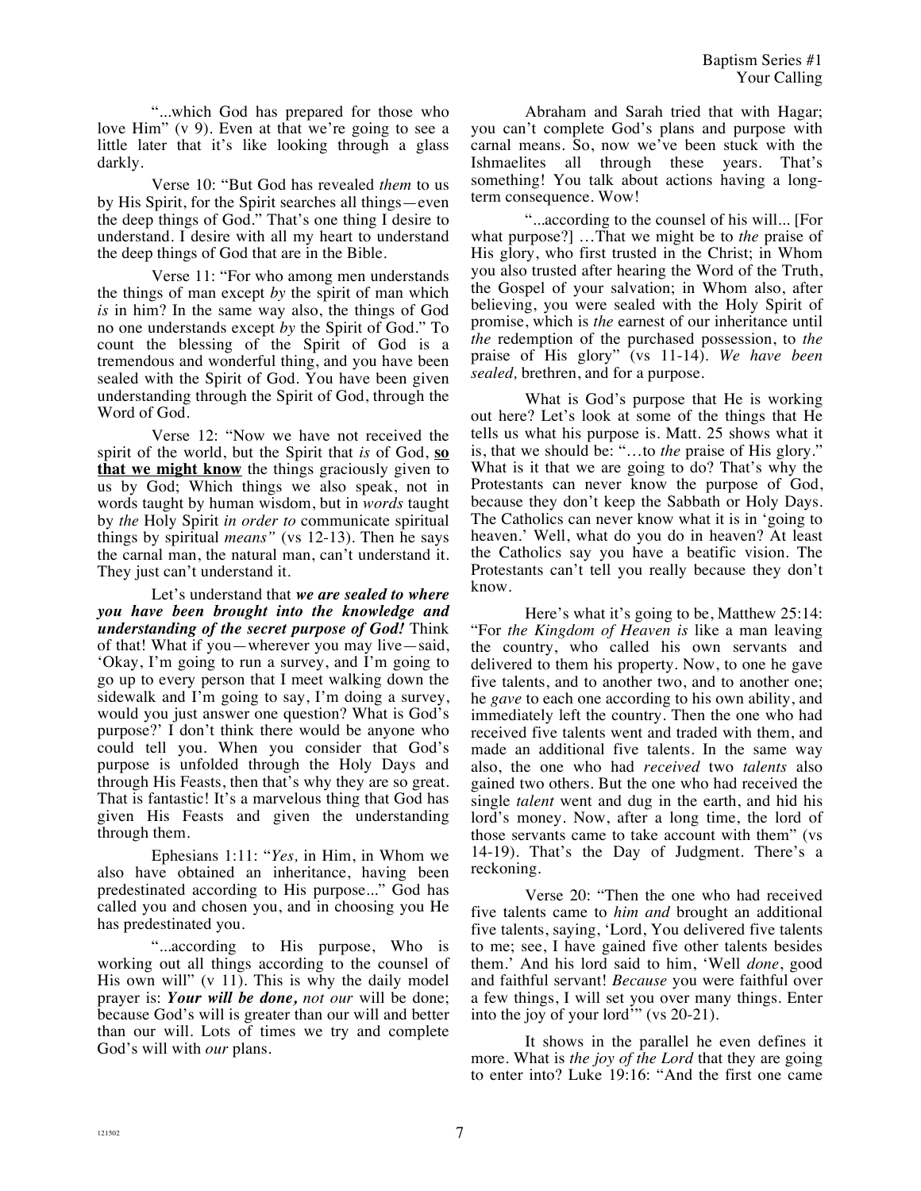"...which God has prepared for those who love Him" (v 9). Even at that we're going to see a little later that it's like looking through a glass darkly.

Verse 10: "But God has revealed *them* to us by His Spirit, for the Spirit searches all things—even the deep things of God." That's one thing I desire to understand. I desire with all my heart to understand the deep things of God that are in the Bible.

Verse 11: "For who among men understands the things of man except *by* the spirit of man which *is* in him? In the same way also, the things of God no one understands except *by* the Spirit of God." To count the blessing of the Spirit of God is a tremendous and wonderful thing, and you have been sealed with the Spirit of God. You have been given understanding through the Spirit of God, through the Word of God.

Verse 12: "Now we have not received the spirit of the world, but the Spirit that *is* of God, **<u>so that we might know</u>** the things graciously given to us by God; Which things we also speak, not in words taught by human wisdom, but in *words* taught by *the* Holy Spirit *in order to* communicate spiritual things by spiritual *means"* (vs 12-13). Then he says the carnal man, the natural man, can't understand it. They just can't understand it.

Let's understand that ***we are sealed to where you have been brought into the knowledge and understanding of the secret purpose of God!*** Think of that! What if you—wherever you may live—said, 'Okay, I'm going to run a survey, and I'm going to go up to every person that I meet walking down the sidewalk and I'm going to say, I'm doing a survey, would you just answer one question? What is God's purpose?' I don't think there would be anyone who could tell you. When you consider that God's purpose is unfolded through the Holy Days and through His Feasts, then that's why they are so great. That is fantastic! It's a marvelous thing that God has given His Feasts and given the understanding through them.

Ephesians 1:11: "*Yes,* in Him, in Whom we also have obtained an inheritance, having been predestinated according to His purpose..." God has called you and chosen you, and in choosing you He has predestinated you.

"...according to His purpose, Who is working out all things according to the counsel of His own will" (v 11). This is why the daily model prayer is: ***Your will be done,*** ***not our*** will be done; because God's will is greater than our will and better than our will. Lots of times we try and complete God's will with *our* plans.

Abraham and Sarah tried that with Hagar; you can't complete God's plans and purpose with carnal means. So, now we've been stuck with the Ishmaelites all through these years. That's something! You talk about actions having a long-term consequence. Wow!

"...according to the counsel of his will... [For what purpose?] ...That we might be to *the* praise of His glory, who first trusted in the Christ; in Whom you also trusted after hearing the Word of the Truth, the Gospel of your salvation; in Whom also, after believing, you were sealed with the Holy Spirit of promise, which is *the* earnest of our inheritance until *the* redemption of the purchased possession, to *the* praise of His glory" (vs 11-14). *We have been sealed,* brethren, and for a purpose.

What is God's purpose that He is working out here? Let's look at some of the things that He tells us what his purpose is. Matt. 25 shows what it is, that we should be: "...to *the* praise of His glory." What is it that we are going to do? That's why the Protestants can never know the purpose of God, because they don't keep the Sabbath or Holy Days. The Catholics can never know what it is in 'going to heaven.' Well, what do you do in heaven? At least the Catholics say you have a beatific vision. The Protestants can't tell you really because they don't know.

Here's what it's going to be, Matthew 25:14: "For *the Kingdom of Heaven is* like a man leaving the country, who called his own servants and delivered to them his property. Now, to one he gave five talents, and to another two, and to another one; he *gave* to each one according to his own ability, and immediately left the country. Then the one who had received five talents went and traded with them, and made an additional five talents. In the same way also, the one who had *received* two *talents* also gained two others. But the one who had received the single *talent* went and dug in the earth, and hid his lord's money. Now, after a long time, the lord of those servants came to take account with them" (vs 14-19). That's the Day of Judgment. There's a reckoning.

Verse 20: "Then the one who had received five talents came to *him and* brought an additional five talents, saying, 'Lord, You delivered five talents to me; see, I have gained five other talents besides them.' And his lord said to him, 'Well *done*, good and faithful servant! *Because* you were faithful over a few things, I will set you over many things. Enter into the joy of your lord'" (vs 20-21).

It shows in the parallel he even defines it more. What is *the joy of the Lord* that they are going to enter into? Luke 19:16: "And the first one came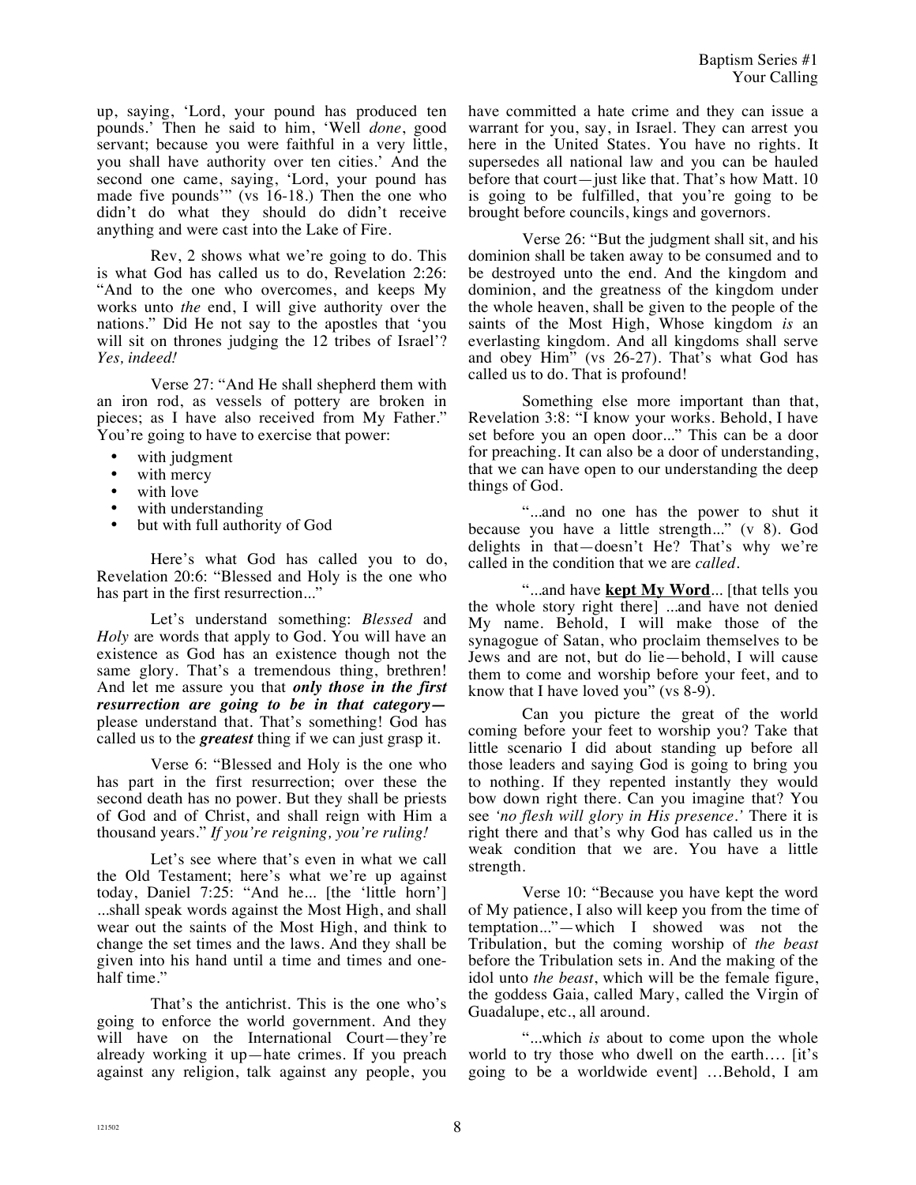up, saying, 'Lord, your pound has produced ten pounds.' Then he said to him, 'Well *done*, good servant; because you were faithful in a very little, you shall have authority over ten cities.' And the second one came, saying, 'Lord, your pound has made five pounds'" (vs 16-18.) Then the one who didn't do what they should do didn't receive anything and were cast into the Lake of Fire.

Rev, 2 shows what we're going to do. This is what God has called us to do, Revelation 2:26: "And to the one who overcomes, and keeps My works unto *the* end, I will give authority over the nations." Did He not say to the apostles that 'you will sit on thrones judging the 12 tribes of Israel'? *Yes, indeed!*

Verse 27: "And He shall shepherd them with an iron rod, as vessels of pottery are broken in pieces; as I have also received from My Father." You're going to have to exercise that power:

- with judgment
- with mercy
- with love
- with understanding
- but with full authority of God

Here's what God has called you to do, Revelation 20:6: "Blessed and Holy is the one who has part in the first resurrection..."

Let's understand something: *Blessed* and *Holy* are words that apply to God. You will have an existence as God has an existence though not the same glory. That's a tremendous thing, brethren! And let me assure you that ***only those in the first resurrection are going to be in that category—*** please understand that. That's something! God has called us to the ***greatest*** thing if we can just grasp it.

Verse 6: "Blessed and Holy is the one who has part in the first resurrection; over these the second death has no power. But they shall be priests of God and of Christ, and shall reign with Him a thousand years." *If you're reigning, you're ruling!*

Let's see where that's even in what we call the Old Testament; here's what we're up against today, Daniel 7:25: "And he... [the 'little horn'] ...shall speak words against the Most High, and shall wear out the saints of the Most High, and think to change the set times and the laws. And they shall be given into his hand until a time and times and one-half time."

That's the antichrist. This is the one who's going to enforce the world government. And they will have on the International Court—they're already working it up—hate crimes. If you preach against any religion, talk against any people, you have committed a hate crime and they can issue a warrant for you, say, in Israel. They can arrest you here in the United States. You have no rights. It supersedes all national law and you can be hauled before that court—just like that. That's how Matt. 10 is going to be fulfilled, that you're going to be brought before councils, kings and governors.

Verse 26: "But the judgment shall sit, and his dominion shall be taken away to be consumed and to be destroyed unto the end. And the kingdom and dominion, and the greatness of the kingdom under the whole heaven, shall be given to the people of the saints of the Most High, Whose kingdom *is* an everlasting kingdom. And all kingdoms shall serve and obey Him" (vs 26-27). That's what God has called us to do. That is profound!

Something else more important than that, Revelation 3:8: "I know your works. Behold, I have set before you an open door..." This can be a door for preaching. It can also be a door of understanding, that we can have open to our understanding the deep things of God.

"...and no one has the power to shut it because you have a little strength..." (v 8). God delights in that—doesn't He? That's why we're called in the condition that we are *called*.

"...and have **<u>kept My Word</u>**... [that tells you the whole story right there] ...and have not denied My name. Behold, I will make those of the synagogue of Satan, who proclaim themselves to be Jews and are not, but do lie—behold, I will cause them to come and worship before your feet, and to know that I have loved you" (vs 8-9).

Can you picture the great of the world coming before your feet to worship you? Take that little scenario I did about standing up before all those leaders and saying God is going to bring you to nothing. If they repented instantly they would bow down right there. Can you imagine that? You see *'no flesh will glory in His presence.'* There it is right there and that's why God has called us in the weak condition that we are. You have a little strength.

Verse 10: "Because you have kept the word of My patience, I also will keep you from the time of temptation..."—which I showed was not the Tribulation, but the coming worship of *the beast* before the Tribulation sets in. And the making of the idol unto *the beast*, which will be the female figure, the goddess Gaia, called Mary, called the Virgin of Guadalupe, etc., all around.

"...which *is* about to come upon the whole world to try those who dwell on the earth.... [it's going to be a worldwide event] ...Behold, I am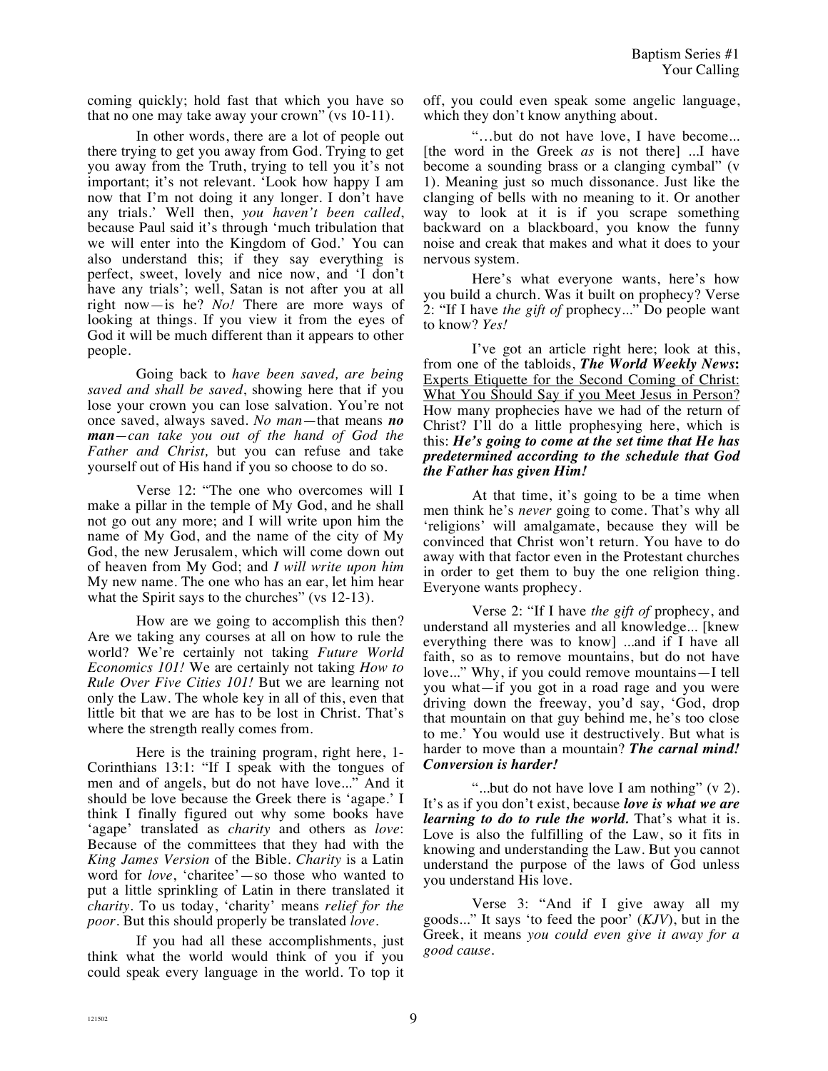coming quickly; hold fast that which you have so that no one may take away your crown" (vs 10-11).

In other words, there are a lot of people out there trying to get you away from God. Trying to get you away from the Truth, trying to tell you it's not important; it's not relevant. 'Look how happy I am now that I'm not doing it any longer. I don't have any trials.' Well then, *you haven't been called*, because Paul said it's through 'much tribulation that we will enter into the Kingdom of God.' You can also understand this; if they say everything is perfect, sweet, lovely and nice now, and 'I don't have any trials'; well, Satan is not after you at all right now—is he? *No!* There are more ways of looking at things. If you view it from the eyes of God it will be much different than it appears to other people.

Going back to *have been saved, are being saved and shall be saved*, showing here that if you lose your crown you can lose salvation. You're not once saved, always saved. *No man*—that means ***no man****—can take you out of the hand of God the Father and Christ,* but you can refuse and take yourself out of His hand if you so choose to do so.

Verse 12: "The one who overcomes will I make a pillar in the temple of My God, and he shall not go out any more; and I will write upon him the name of My God, and the name of the city of My God, the new Jerusalem, which will come down out of heaven from My God; and *I will write upon him* My new name. The one who has an ear, let him hear what the Spirit says to the churches" (vs 12-13).

How are we going to accomplish this then? Are we taking any courses at all on how to rule the world? We're certainly not taking *Future World Economics 101!* We are certainly not taking *How to Rule Over Five Cities 101!* But we are learning not only the Law. The whole key in all of this, even that little bit that we are has to be lost in Christ. That's where the strength really comes from.

Here is the training program, right here, 1-Corinthians 13:1: "If I speak with the tongues of men and of angels, but do not have love..." And it should be love because the Greek there is 'agape.' I think I finally figured out why some books have 'agape' translated as *charity* and others as *love*: Because of the committees that they had with the *King James Version* of the Bible. *Charity* is a Latin word for *love*, 'charitee'—so those who wanted to put a little sprinkling of Latin in there translated it *charity*. To us today, 'charity' means *relief for the poor*. But this should properly be translated *love*.

If you had all these accomplishments, just think what the world would think of you if you could speak every language in the world. To top it off, you could even speak some angelic language, which they don't know anything about.

"…but do not have love, I have become... [the word in the Greek *as* is not there] ...I have become a sounding brass or a clanging cymbal" (v 1). Meaning just so much dissonance. Just like the clanging of bells with no meaning to it. Or another way to look at it is if you scrape something backward on a blackboard, you know the funny noise and creak that makes and what it does to your nervous system.

Here's what everyone wants, here's how you build a church. Was it built on prophecy? Verse 2: "If I have *the gift of* prophecy..." Do people want to know? *Yes!*

I've got an article right here; look at this, from one of the tabloids, ***The World Weekly News*:** <u>Experts Etiquette for the Second Coming of Christ: What You Should Say if you Meet Jesus in Person?</u> How many prophecies have we had of the return of Christ? I'll do a little prophesying here, which is this: ***He's going to come at the set time that He has predetermined according to the schedule that God the Father has given Him!***

At that time, it's going to be a time when men think he's *never* going to come. That's why all 'religions' will amalgamate, because they will be convinced that Christ won't return. You have to do away with that factor even in the Protestant churches in order to get them to buy the one religion thing. Everyone wants prophecy.

Verse 2: "If I have *the gift of* prophecy, and understand all mysteries and all knowledge... [knew everything there was to know] ...and if I have all faith, so as to remove mountains, but do not have love..." Why, if you could remove mountains—I tell you what—if you got in a road rage and you were driving down the freeway, you'd say, 'God, drop that mountain on that guy behind me, he's too close to me.' You would use it destructively. But what is harder to move than a mountain? ***The carnal mind! Conversion is harder!***

"...but do not have love I am nothing" (v 2). It's as if you don't exist, because ***love is what we are learning to do to rule the world.*** That's what it is. Love is also the fulfilling of the Law, so it fits in knowing and understanding the Law. But you cannot understand the purpose of the laws of God unless you understand His love.

Verse 3: "And if I give away all my goods..." It says 'to feed the poor' (*KJV*), but in the Greek, it means *you could even give it away for a good cause*.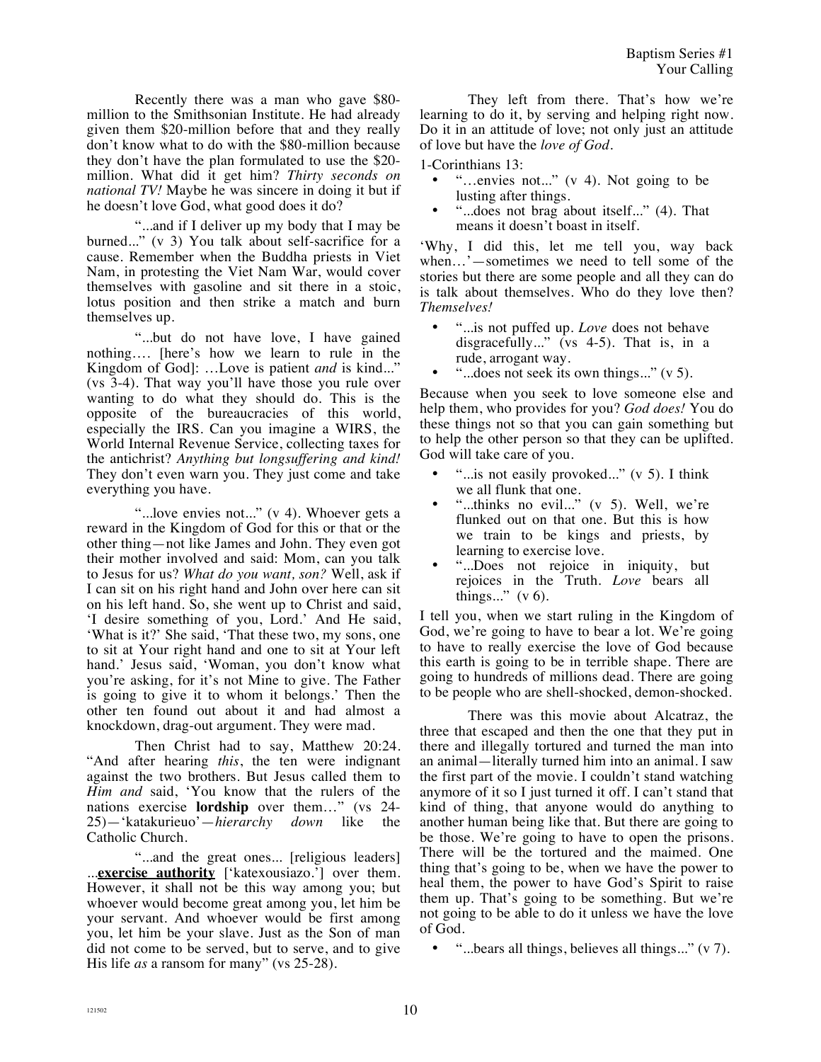Recently there was a man who gave $80-million to the Smithsonian Institute. He had already given them $20-million before that and they really don't know what to do with the $80-million because they don't have the plan formulated to use the $20-million. What did it get him? *Thirty seconds on national TV!* Maybe he was sincere in doing it but if he doesn't love God, what good does it do?

"...and if I deliver up my body that I may be burned..." (v 3) You talk about self-sacrifice for a cause. Remember when the Buddha priests in Viet Nam, in protesting the Viet Nam War, would cover themselves with gasoline and sit there in a stoic, lotus position and then strike a match and burn themselves up.

"...but do not have love, I have gained nothing…. [here's how we learn to rule in the Kingdom of God]: …Love is patient *and* is kind..." (vs 3-4). That way you'll have those you rule over wanting to do what they should do. This is the opposite of the bureaucracies of this world, especially the IRS. Can you imagine a WIRS, the World Internal Revenue Service, collecting taxes for the antichrist? *Anything but longsuffering and kind!* They don't even warn you. They just come and take everything you have.

"...love envies not..." (v 4). Whoever gets a reward in the Kingdom of God for this or that or the other thing—not like James and John. They even got their mother involved and said: Mom, can you talk to Jesus for us? *What do you want, son?* Well, ask if I can sit on his right hand and John over here can sit on his left hand. So, she went up to Christ and said, 'I desire something of you, Lord.' And He said, 'What is it?' She said, 'That these two, my sons, one to sit at Your right hand and one to sit at Your left hand.' Jesus said, 'Woman, you don't know what you're asking, for it's not Mine to give. The Father is going to give it to whom it belongs.' Then the other ten found out about it and had almost a knockdown, drag-out argument. They were mad.

Then Christ had to say, Matthew 20:24. "And after hearing *this*, the ten were indignant against the two brothers. But Jesus called them to *Him and* said, 'You know that the rulers of the nations exercise **lordship** over them…" (vs 24-25)—'katakurieuo'—*hierarchy down* like the Catholic Church.

"...and the great ones... [religious leaders] ...**exercise authority** ['katexousiazo.'] over them. However, it shall not be this way among you; but whoever would become great among you, let him be your servant. And whoever would be first among you, let him be your slave. Just as the Son of man did not come to be served, but to serve, and to give His life *as* a ransom for many" (vs 25-28).

They left from there. That's how we're learning to do it, by serving and helping right now. Do it in an attitude of love; not only just an attitude of love but have the *love of God*.

1-Corinthians 13:

- "…envies not..." (v 4). Not going to be lusting after things.
- "...does not brag about itself..." (4). That means it doesn't boast in itself.

'Why, I did this, let me tell you, way back when…'—sometimes we need to tell some of the stories but there are some people and all they can do is talk about themselves. Who do they love then? *Themselves!*

- "...is not puffed up. *Love* does not behave disgracefully..." (vs 4-5). That is, in a rude, arrogant way.
- "...does not seek its own things..." (v 5).

Because when you seek to love someone else and help them, who provides for you? *God does!* You do these things not so that you can gain something but to help the other person so that they can be uplifted. God will take care of you.

- "...is not easily provoked..." (v 5). I think we all flunk that one.
- "...thinks no evil..." (v 5). Well, we're flunked out on that one. But this is how we train to be kings and priests, by learning to exercise love.
- "...Does not rejoice in iniquity, but rejoices in the Truth. *Love* bears all things..." (v 6).

I tell you, when we start ruling in the Kingdom of God, we're going to have to bear a lot. We're going to have to really exercise the love of God because this earth is going to be in terrible shape. There are going to hundreds of millions dead. There are going to be people who are shell-shocked, demon-shocked.

There was this movie about Alcatraz, the three that escaped and then the one that they put in there and illegally tortured and turned the man into an animal—literally turned him into an animal. I saw the first part of the movie. I couldn't stand watching anymore of it so I just turned it off. I can't stand that kind of thing, that anyone would do anything to another human being like that. But there are going to be those. We're going to have to open the prisons. There will be the tortured and the maimed. One thing that's going to be, when we have the power to heal them, the power to have God's Spirit to raise them up. That's going to be something. But we're not going to be able to do it unless we have the love of God.

- "...bears all things, believes all things..." (v 7).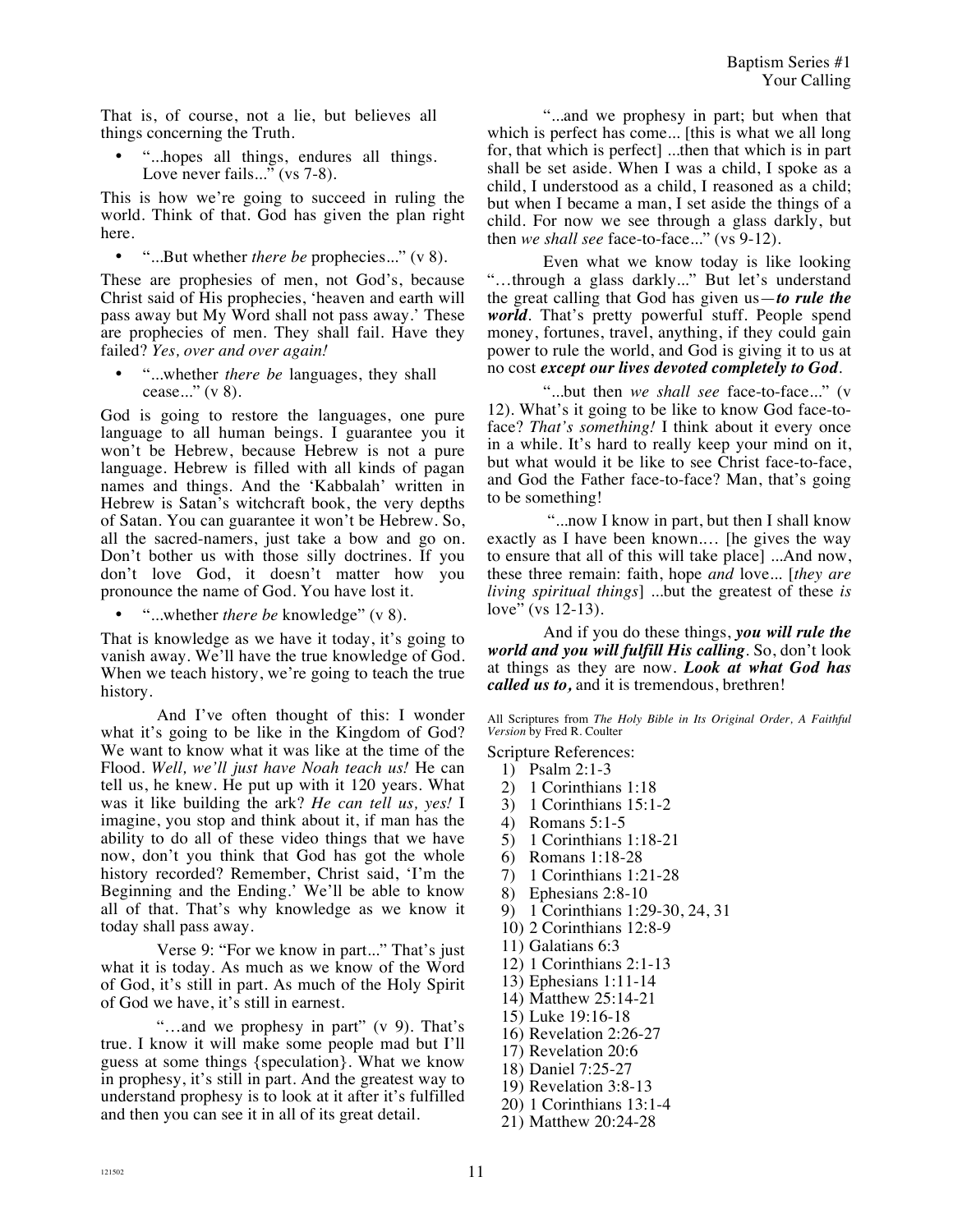That is, of course, not a lie, but believes all things concerning the Truth.

- "...hopes all things, endures all things. Love never fails..." (vs 7-8).

This is how we're going to succeed in ruling the world. Think of that. God has given the plan right here.

- "...But whether *there be* prophecies..." (v 8).

These are prophesies of men, not God's, because Christ said of His prophecies, 'heaven and earth will pass away but My Word shall not pass away.' These are prophecies of men. They shall fail. Have they failed? *Yes, over and over again!*

- "...whether *there be* languages, they shall cease..." (v 8).

God is going to restore the languages, one pure language to all human beings. I guarantee you it won't be Hebrew, because Hebrew is not a pure language. Hebrew is filled with all kinds of pagan names and things. And the 'Kabbalah' written in Hebrew is Satan's witchcraft book, the very depths of Satan. You can guarantee it won't be Hebrew. So, all the sacred-namers, just take a bow and go on. Don't bother us with those silly doctrines. If you don't love God, it doesn't matter how you pronounce the name of God. You have lost it.

- "...whether *there be* knowledge" (v 8).

That is knowledge as we have it today, it's going to vanish away. We'll have the true knowledge of God. When we teach history, we're going to teach the true history.

And I've often thought of this: I wonder what it's going to be like in the Kingdom of God? We want to know what it was like at the time of the Flood. *Well, we'll just have Noah teach us!* He can tell us, he knew. He put up with it 120 years. What was it like building the ark? *He can tell us, yes!* I imagine, you stop and think about it, if man has the ability to do all of these video things that we have now, don't you think that God has got the whole history recorded? Remember, Christ said, 'I'm the Beginning and the Ending.' We'll be able to know all of that. That's why knowledge as we know it today shall pass away.

Verse 9: "For we know in part..." That's just what it is today. As much as we know of the Word of God, it's still in part. As much of the Holy Spirit of God we have, it's still in earnest.

"…and we prophesy in part" (v 9). That's true. I know it will make some people mad but I'll guess at some things {speculation}. What we know in prophesy, it's still in part. And the greatest way to understand prophesy is to look at it after it's fulfilled and then you can see it in all of its great detail.

"...and we prophesy in part; but when that which is perfect has come... [this is what we all long for, that which is perfect] ...then that which is in part shall be set aside. When I was a child, I spoke as a child, I understood as a child, I reasoned as a child; but when I became a man, I set aside the things of a child. For now we see through a glass darkly, but then *we shall see* face-to-face..." (vs 9-12).

Even what we know today is like looking "…through a glass darkly..." But let's understand the great calling that God has given us—***to rule the world***. That's pretty powerful stuff. People spend money, fortunes, travel, anything, if they could gain power to rule the world, and God is giving it to us at no cost ***except our lives devoted completely to God***.

"...but then *we shall see* face-to-face..." (v 12). What's it going to be like to know God face-to-face? *That's something!* I think about it every once in a while. It's hard to really keep your mind on it, but what would it be like to see Christ face-to-face, and God the Father face-to-face? Man, that's going to be something!

"...now I know in part, but then I shall know exactly as I have been known.… [he gives the way to ensure that all of this will take place] ...And now, these three remain: faith, hope *and* love... [*they are living spiritual things*] ...but the greatest of these *is* love" (vs 12-13).

And if you do these things, ***you will rule the world and you will fulfill His calling***. So, don't look at things as they are now. ***Look at what God has called us to,*** and it is tremendous, brethren!

All Scriptures from *The Holy Bible in Its Original Order, A Faithful Version* by Fred R. Coulter

Scripture References:

1) Psalm 2:1-3
2) 1 Corinthians 1:18
3) 1 Corinthians 15:1-2
4) Romans 5:1-5
5) 1 Corinthians 1:18-21
6) Romans 1:18-28
7) 1 Corinthians 1:21-28
8) Ephesians 2:8-10
9) 1 Corinthians 1:29-30, 24, 31
10) 2 Corinthians 12:8-9
11) Galatians 6:3
12) 1 Corinthians 2:1-13
13) Ephesians 1:11-14
14) Matthew 25:14-21
15) Luke 19:16-18
16) Revelation 2:26-27
17) Revelation 20:6
18) Daniel 7:25-27
19) Revelation 3:8-13
20) 1 Corinthians 13:1-4
21) Matthew 20:24-28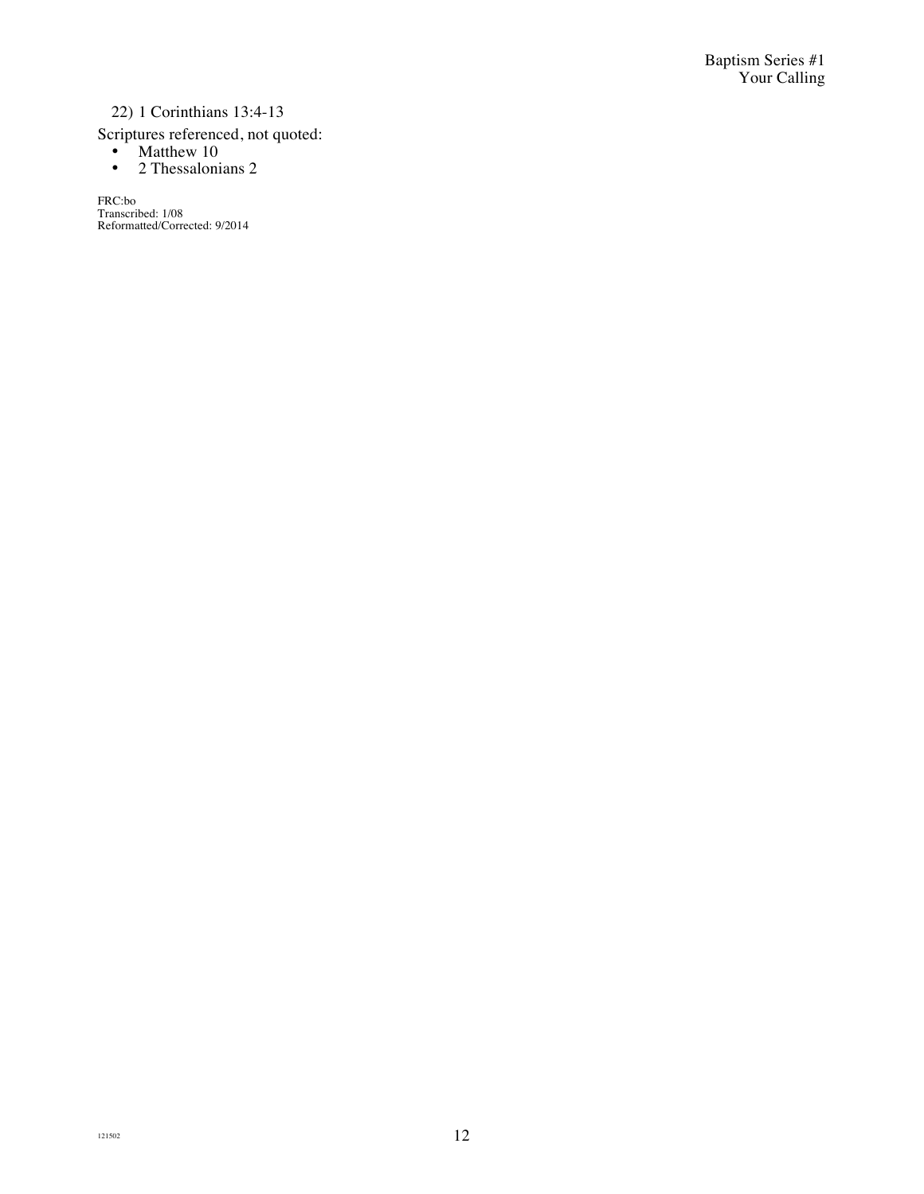22) 1 Corinthians 13:4-13

Scriptures referenced, not quoted:

- Matthew 10
- 2 Thessalonians 2

FRC:bo
Transcribed: 1/08
Reformatted/Corrected: 9/2014